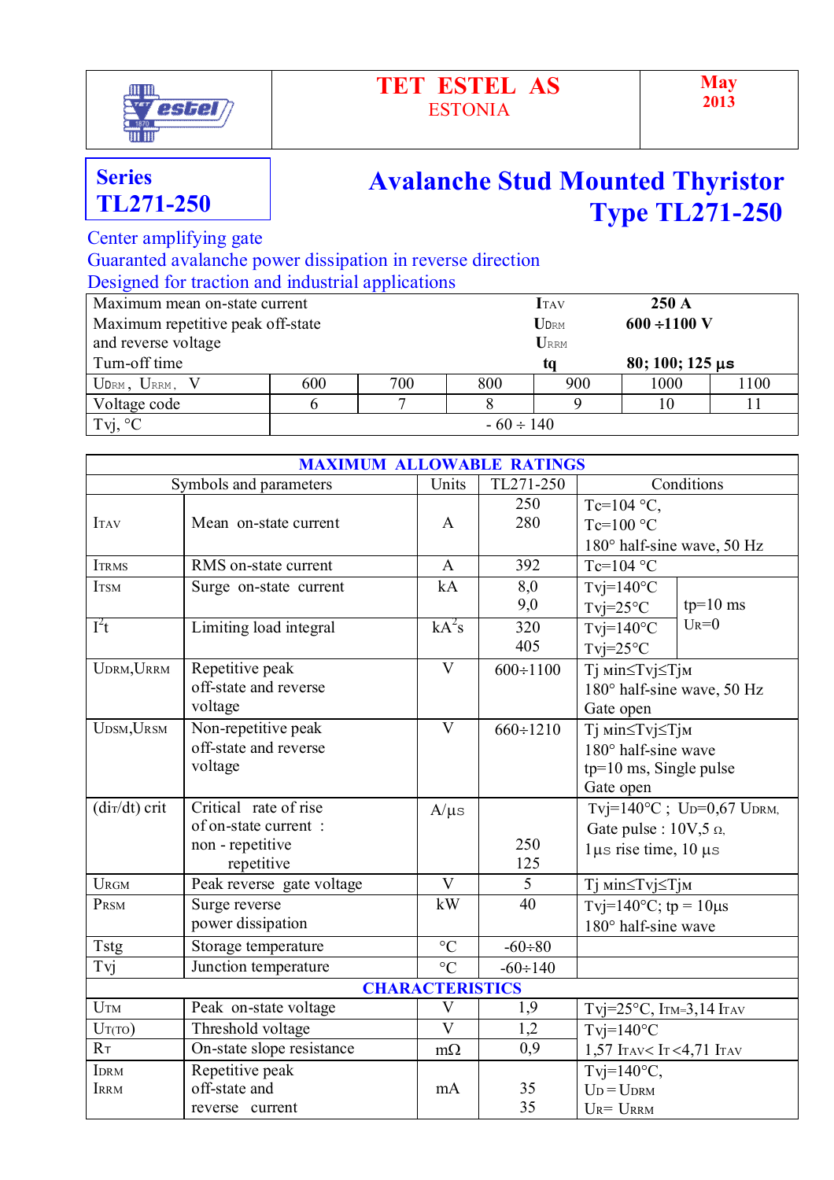# TET ESTEL AS

ESTONIA

May 2013

**Series TL271-250**

# Avalanche Stud Mounted Thyristor
# Type TL271-250

Center amplifying gate
Guaranted avalanche power dissipation in reverse direction
Designed for traction and industrial applications

| | | |
|---|---|---|
| Maximum mean on-state current | $I_{TAV}$ | **250 A** |
| Maximum repetitive peak off-state and reverse voltage | $U_{DRM}$ $U_{RRM}$ | **600 ÷1100 V** |
| Turn-off time | tq | **80; 100; 125 µs** |

| $U_{DRM}$, $U_{RRM}$, V | 600 | 700 | 800 | 900 | 1000 | 1100 |
|---|---|---|---|---|---|---|
| Voltage code | 6 | 7 | 8 | 9 | 10 | 11 |
| Tvj, °C | - 60 ÷ 140 | | | | | |

## MAXIMUM ALLOWABLE RATINGS

| Symbols and parameters | | Units | TL271-250 | Conditions | |
|---|---|---|---|---|---|
| $I_{TAV}$ | Mean on-state current | A | 250<br>280 | Tc=104 °C,<br>Tc=100 °C<br>180° half-sine wave, 50 Hz | |
| $I_{TRMS}$ | RMS on-state current | A | 392 | Tc=104 °C | |
| $I_{TSM}$ | Surge on-state current | kA | 8,0<br>9,0 | Tvj=140°C<br>Tvj=25°C | tp=10 ms<br>$U_R$=0 |
| $I^2t$ | Limiting load integral | $kA^2s$ | 320<br>405 | Tvj=140°C<br>Tvj=25°C | |
| $U_{DRM}$,$U_{RRM}$ | Repetitive peak off-state and reverse voltage | V | 600÷1100 | Tj min≤Tvj≤Tjm<br>180° half-sine wave, 50 Hz<br>Gate open | |
| $U_{DSM}$,$U_{RSM}$ | Non-repetitive peak off-state and reverse voltage | V | 660÷1210 | Tj min≤Tvj≤Tjm<br>180° half-sine wave<br>tp=10 ms, Single pulse<br>Gate open | |
| $(di_T/dt)$ crit | Critical rate of rise of on-state current :<br>non - repetitive<br>repetitive | A/µs | 250<br>125 | Tvj=140°C ; $U_D$=0,67 $U_{DRM}$,<br>Gate pulse : 10V,5 Ω,<br>1µs rise time, 10 µs | |
| $U_{RGM}$ | Peak reverse gate voltage | V | 5 | Tj min≤Tvj≤Tjm | |
| $P_{RSM}$ | Surge reverse power dissipation | kW | 40 | Tvj=140°C; tp = 10µs<br>180° half-sine wave | |
| Tstg | Storage temperature | °C | -60÷80 | | |
| Tvj | Junction temperature | °C | -60÷140 | | |

## CHARACTERISTICS

| Symbols and parameters | | Units | TL271-250 | Conditions |
|---|---|---|---|---|
| $U_{TM}$ | Peak on-state voltage | V | 1,9 | Tvj=25°C, $I_{TM}$=3,14 $I_{TAV}$ |
| $U_{T(TO)}$ | Threshold voltage | V | 1,2 | Tvj=140°C |
| $R_T$ | On-state slope resistance | mΩ | 0,9 | 1,57 $I_{TAV}$< $I_T$ <4,71 $I_{TAV}$ |
| $I_{DRM}$<br>$I_{RRM}$ | Repetitive peak off-state and reverse current | mA | 35<br>35 | Tvj=140°C,<br>$U_D$ = $U_{DRM}$<br>$U_R$= $U_{RRM}$ |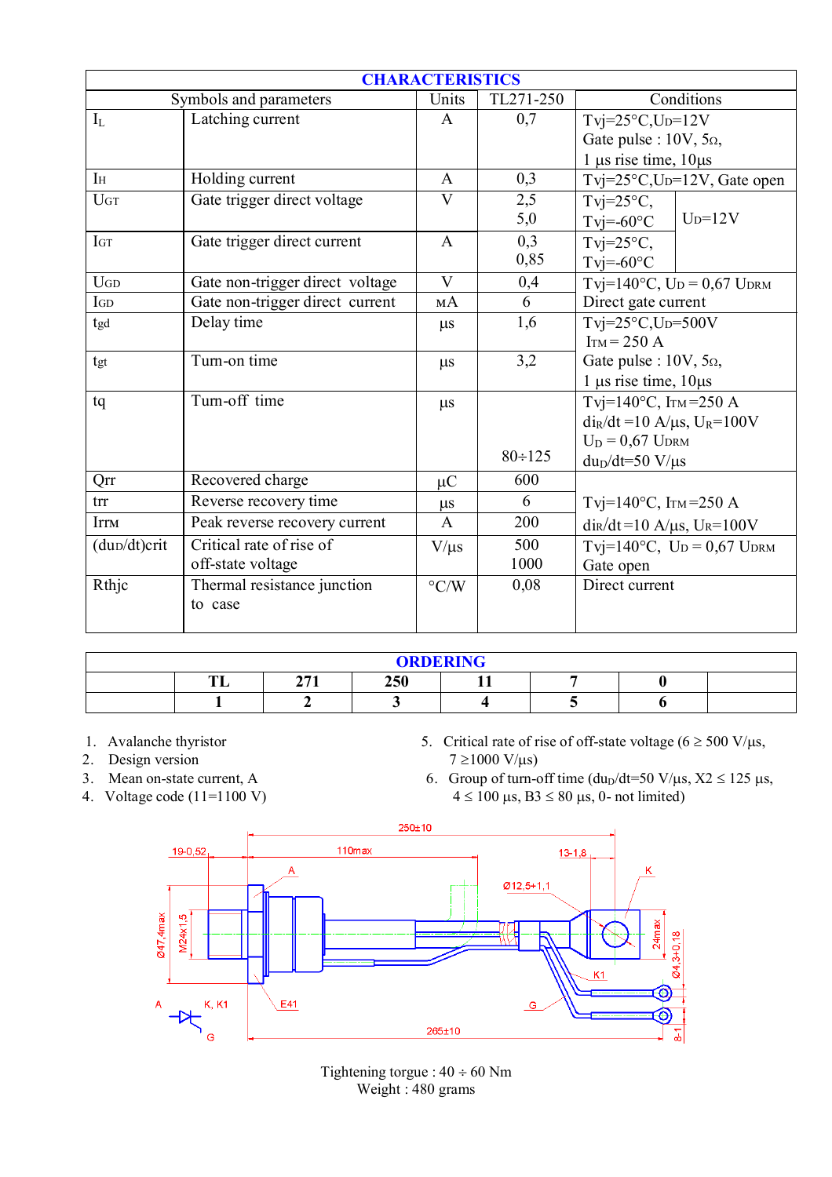## CHARACTERISTICS

| Symbols and parameters | | Units | TL271-250 | Conditions | |
|---|---|---|---|---|---|
| $I_L$ | Latching current | A | 0,7 | Tvj=25°C, $U_D$=12V<br>Gate pulse : 10V, 5Ω,<br>1 µs rise time, 10µs | |
| $I_H$ | Holding current | A | 0,3 | Tvj=25°C, $U_D$=12V, Gate open | |
| $U_{GT}$ | Gate trigger direct voltage | V | 2,5<br>5,0 | Tvj=25°C,<br>Tvj=-60°C | $U_D$=12V |
| $I_{GT}$ | Gate trigger direct current | A | 0,3<br>0,85 | Tvj=25°C,<br>Tvj=-60°C | |
| $U_{GD}$ | Gate non-trigger direct voltage | V | 0,4 | Tvj=140°C, $U_D$ = 0,67 $U_{DRM}$ | |
| $I_{GD}$ | Gate non-trigger direct current | мA | 6 | Direct gate current | |
| $t_{gd}$ | Delay time | µs | 1,6 | Tvj=25°C, $U_D$=500V<br>$I_{TM}$ = 250 A | |
| $t_{gt}$ | Turn-on time | µs | 3,2 | Gate pulse : 10V, 5Ω,<br>1 µs rise time, 10µs | |
| tq | Turn-off time | µs | 80÷125 | Tvj=140°C, $I_{TM}$=250 A<br>$di_R/dt$ =10 A/µs, $U_R$=100V<br>$U_D$ = 0,67 $U_{DRM}$<br>$du_D/dt$=50 V/µs | |
| Qrr | Recovered charge | µC | 600 | Tvj=140°C, $I_{TM}$=250 A<br>$di_R/dt$=10 A/µs, $U_R$=100V | |
| trr | Reverse recovery time | µs | 6 | | |
| $I_{RRM}$ | Peak reverse recovery current | A | 200 | | |
| $(du_D/dt)crit$ | Critical rate of rise of off-state voltage | V/µs | 500<br>1000 | Tvj=140°C, $U_D$ = 0,67 $U_{DRM}$<br>Gate open | |
| Rthjc | Thermal resistance junction to case | °C/W | 0,08 | Direct current | |

## ORDERING

| | TL | 271 | 250 | 11 | 7 | 0 | |
|---|---|---|---|---|---|---|---|
| | 1 | 2 | 3 | 4 | 5 | 6 | |

1. Avalanche thyristor
2. Design version
3. Mean on-state current, A
4. Voltage code (11=1100 V)
5. Critical rate of rise of off-state voltage (6 ≥ 500 V/µs, 7 ≥1000 V/µs)
6. Group of turn-off time ($du_D/dt$=50 V/µs, X2 ≤ 125 µs, 4 ≤ 100 µs, B3 ≤ 80 µs, 0- not limited)

250±10
19-0,52
110max
13-1,8
A
K
Ø12,5+1,1
Ø47,4max
M24x1,5
24max
Ø4,3+0,18
K1
A
K, K1
E41
G
G
265±10
8-1

Tightening torgue : 40 ÷ 60 Nm
Weight : 480 grams